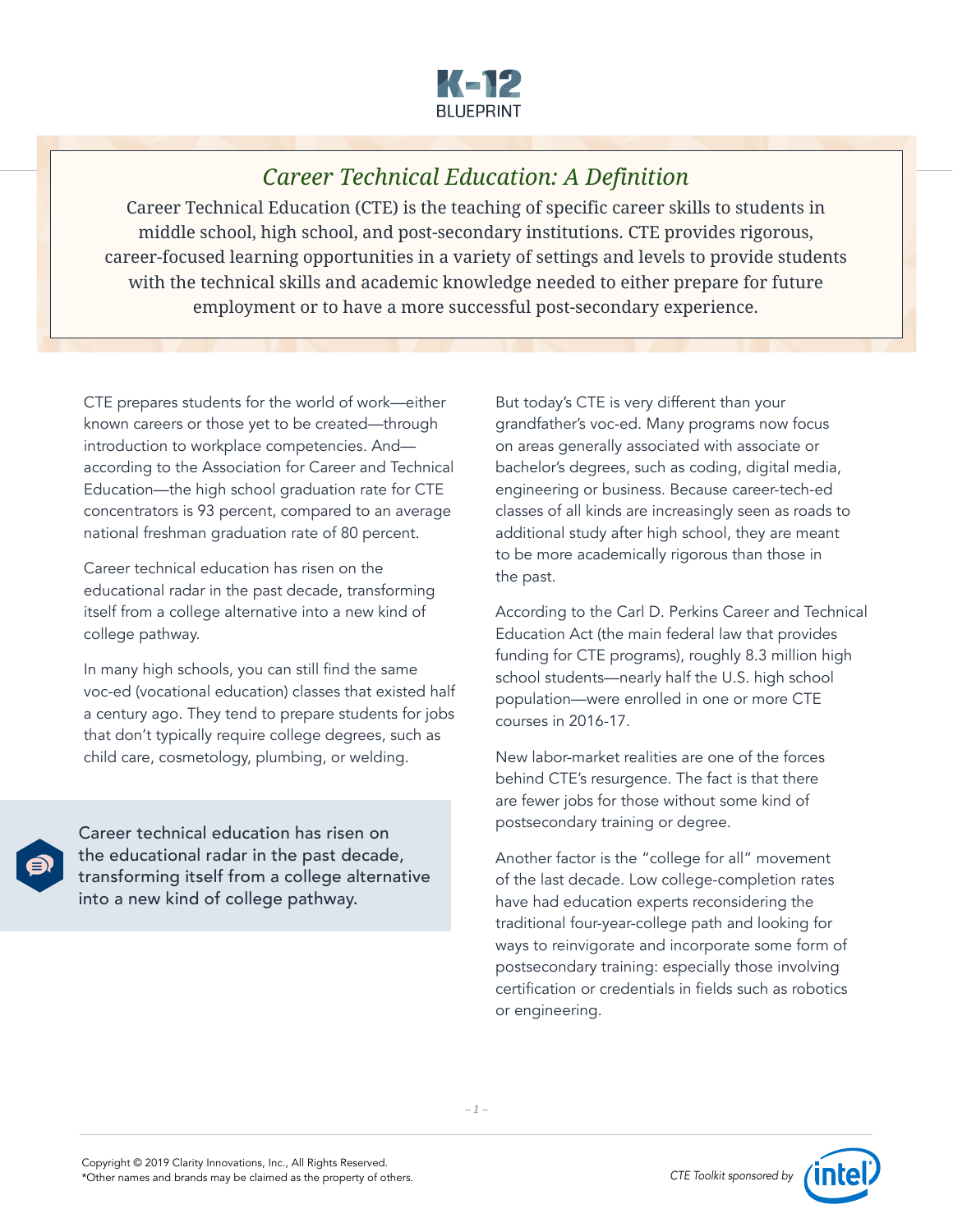# Career Technical Education: A Definition

Career Technical Education (CTE) is the teaching of specific career skills to students in middle school, high school, and post-secondary institutions. CTE provides rigorous, career-focused learning opportunities in a variety of settings and levels to provide students with the technical skills and academic knowledge needed to either prepare for future employment or to have a more successful post-secondary experience.

CTE prepares students for the world of work—either known careers or those yet to be created—through introduction to workplace competencies. And—according to the Association for Career and Technical Education—the high school graduation rate for CTE concentrators is 93 percent, compared to an average national freshman graduation rate of 80 percent.

Career technical education has risen on the educational radar in the past decade, transforming itself from a college alternative into a new kind of college pathway.

In many high schools, you can still find the same voc-ed (vocational education) classes that existed half a century ago. They tend to prepare students for jobs that don't typically require college degrees, such as child care, cosmetology, plumbing, or welding.

> Career technical education has risen on the educational radar in the past decade, transforming itself from a college alternative into a new kind of college pathway.

But today's CTE is very different than your grandfather's voc-ed. Many programs now focus on areas generally associated with associate or bachelor's degrees, such as coding, digital media, engineering or business. Because career-tech-ed classes of all kinds are increasingly seen as roads to additional study after high school, they are meant to be more academically rigorous than those in the past.

According to the Carl D. Perkins Career and Technical Education Act (the main federal law that provides funding for CTE programs), roughly 8.3 million high school students—nearly half the U.S. high school population—were enrolled in one or more CTE courses in 2016-17.

New labor-market realities are one of the forces behind CTE's resurgence. The fact is that there are fewer jobs for those without some kind of postsecondary training or degree.

Another factor is the "college for all" movement of the last decade. Low college-completion rates have had education experts reconsidering the traditional four-year-college path and looking for ways to reinvigorate and incorporate some form of postsecondary training: especially those involving certification or credentials in fields such as robotics or engineering.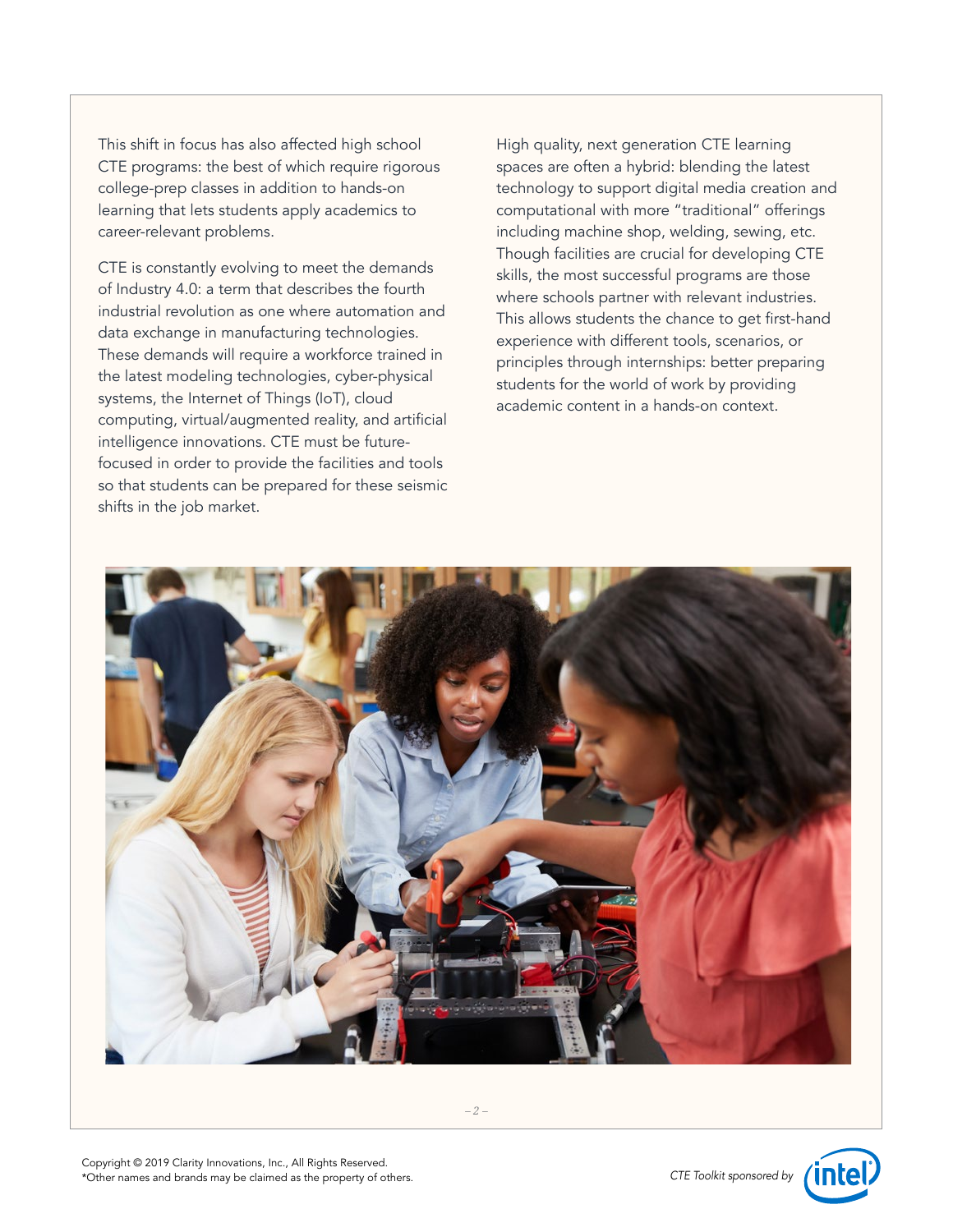This shift in focus has also affected high school CTE programs: the best of which require rigorous college-prep classes in addition to hands-on learning that lets students apply academics to career-relevant problems.

CTE is constantly evolving to meet the demands of Industry 4.0: a term that describes the fourth industrial revolution as one where automation and data exchange in manufacturing technologies. These demands will require a workforce trained in the latest modeling technologies, cyber-physical systems, the Internet of Things (IoT), cloud computing, virtual/augmented reality, and artificial intelligence innovations. CTE must be future-focused in order to provide the facilities and tools so that students can be prepared for these seismic shifts in the job market.

High quality, next generation CTE learning spaces are often a hybrid: blending the latest technology to support digital media creation and computational with more "traditional" offerings including machine shop, welding, sewing, etc. Though facilities are crucial for developing CTE skills, the most successful programs are those where schools partner with relevant industries. This allows students the chance to get first-hand experience with different tools, scenarios, or principles through internships: better preparing students for the world of work by providing academic content in a hands-on context.

Copyright © 2019 Clarity Innovations, Inc., All Rights Reserved.
*Other names and brands may be claimed as the property of others.

*CTE Toolkit sponsored by* intel